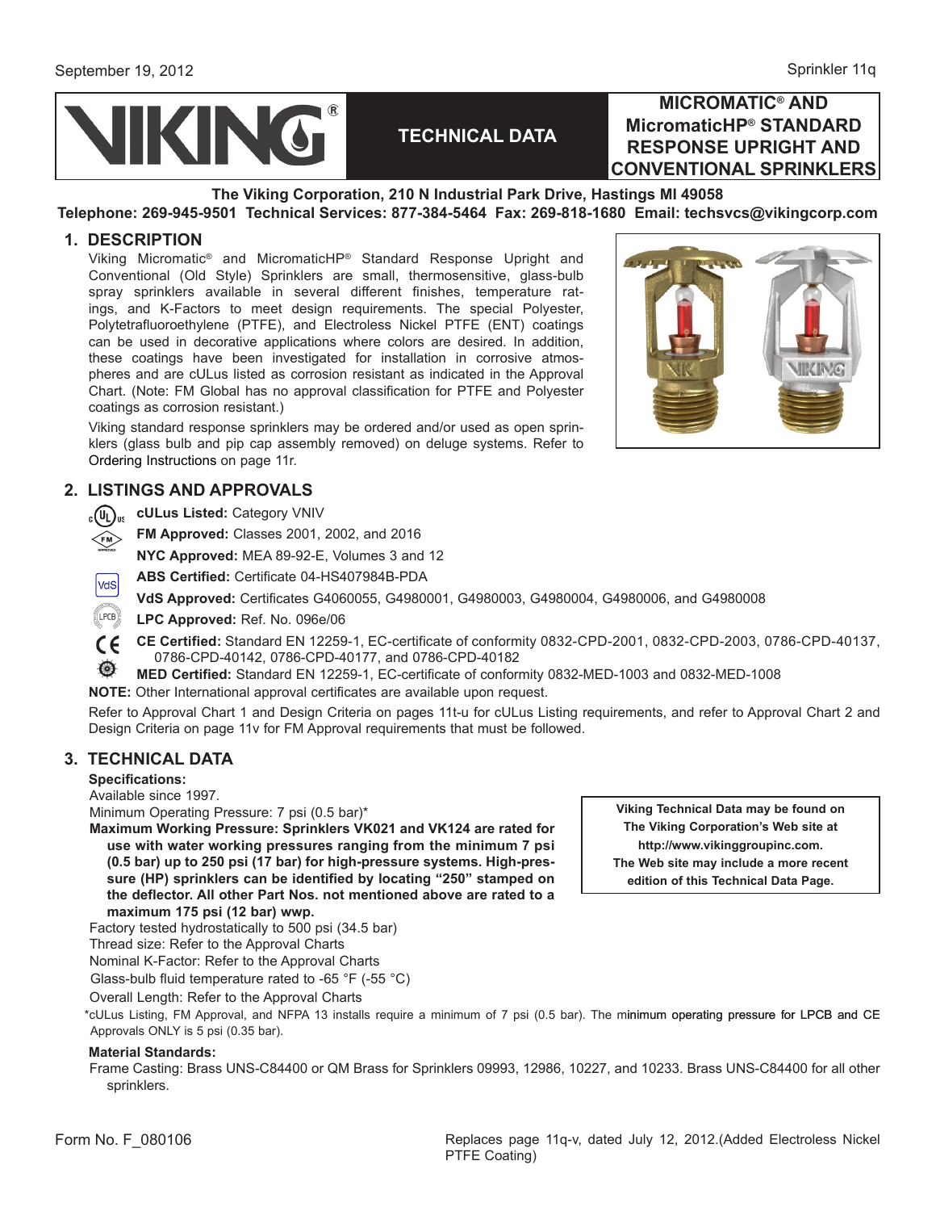# TECHNICAL DATA

# MICROMATIC® AND MicromaticHP® STANDARD RESPONSE UPRIGHT AND CONVENTIONAL SPRINKLERS

**The Viking Corporation, 210 N Industrial Park Drive, Hastings MI 49058**
**Telephone: 269-945-9501 Technical Services: 877-384-5464 Fax: 269-818-1680 Email: techsvcs@vikingcorp.com**

## 1. DESCRIPTION

Viking Micromatic® and MicromaticHP® Standard Response Upright and Conventional (Old Style) Sprinklers are small, thermosensitive, glass-bulb spray sprinklers available in several different finishes, temperature ratings, and K-Factors to meet design requirements. The special Polyester, Polytetrafluoroethylene (PTFE), and Electroless Nickel PTFE (ENT) coatings can be used in decorative applications where colors are desired. In addition, these coatings have been investigated for installation in corrosive atmospheres and are cULus listed as corrosion resistant as indicated in the Approval Chart. (Note: FM Global has no approval classification for PTFE and Polyester coatings as corrosion resistant.)

Viking standard response sprinklers may be ordered and/or used as open sprinklers (glass bulb and pip cap assembly removed) on deluge systems. Refer to Ordering Instructions on page 11r.

## 2. LISTINGS AND APPROVALS

**cULus Listed:** Category VNIV

**FM Approved:** Classes 2001, 2002, and 2016

**NYC Approved:** MEA 89-92-E, Volumes 3 and 12

**ABS Certified:** Certificate 04-HS407984B-PDA

**VdS Approved:** Certificates G4060055, G4980001, G4980003, G4980004, G4980006, and G4980008

**LPC Approved:** Ref. No. 096e/06

**CE Certified:** Standard EN 12259-1, EC-certificate of conformity 0832-CPD-2001, 0832-CPD-2003, 0786-CPD-40137, 0786-CPD-40142, 0786-CPD-40177, and 0786-CPD-40182

**MED Certified:** Standard EN 12259-1, EC-certificate of conformity 0832-MED-1003 and 0832-MED-1008

**NOTE:** Other International approval certificates are available upon request.

Refer to Approval Chart 1 and Design Criteria on pages 11t-u for cULus Listing requirements, and refer to Approval Chart 2 and Design Criteria on page 11v for FM Approval requirements that must be followed.

## 3. TECHNICAL DATA

**Specifications:**

Available since 1997.

Minimum Operating Pressure: 7 psi (0.5 bar)*

**Maximum Working Pressure: Sprinklers VK021 and VK124 are rated for use with water working pressures ranging from the minimum 7 psi (0.5 bar) up to 250 psi (17 bar) for high-pressure systems. High-pressure (HP) sprinklers can be identified by locating "250" stamped on the deflector. All other Part Nos. not mentioned above are rated to a maximum 175 psi (12 bar) wwp.**

Factory tested hydrostatically to 500 psi (34.5 bar)

Thread size: Refer to the Approval Charts

Nominal K-Factor: Refer to the Approval Charts

Glass-bulb fluid temperature rated to -65 °F (-55 °C)

Overall Length: Refer to the Approval Charts

*cULus Listing, FM Approval, and NFPA 13 installs require a minimum of 7 psi (0.5 bar). The minimum operating pressure for LPCB and CE Approvals ONLY is 5 psi (0.35 bar).

**Viking Technical Data may be found on The Viking Corporation's Web site at http://www.vikinggroupinc.com. The Web site may include a more recent edition of this Technical Data Page.**

**Material Standards:**

Frame Casting: Brass UNS-C84400 or QM Brass for Sprinklers 09993, 12986, 10227, and 10233. Brass UNS-C84400 for all other sprinklers.

Form No. F_080106

Replaces page 11q-v, dated July 12, 2012.(Added Electroless Nickel PTFE Coating)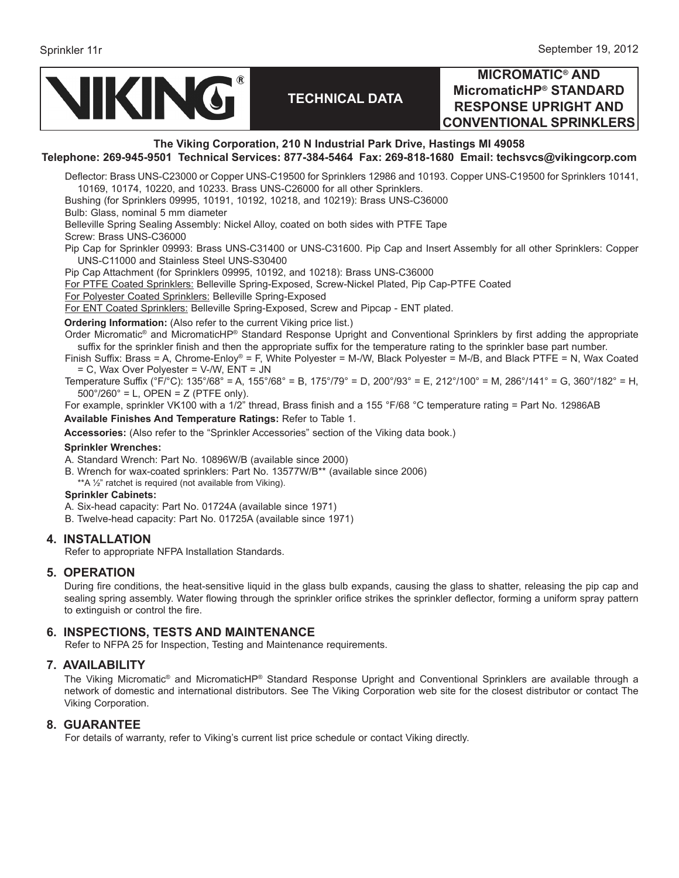# TECHNICAL DATA

## MICROMATIC® AND MicromaticHP® STANDARD RESPONSE UPRIGHT AND CONVENTIONAL SPRINKLERS

**The Viking Corporation, 210 N Industrial Park Drive, Hastings MI 49058**
**Telephone: 269-945-9501 Technical Services: 877-384-5464 Fax: 269-818-1680 Email: techsvcs@vikingcorp.com**

Deflector: Brass UNS-C23000 or Copper UNS-C19500 for Sprinklers 12986 and 10193. Copper UNS-C19500 for Sprinklers 10141, 10169, 10174, 10220, and 10233. Brass UNS-C26000 for all other Sprinklers.

Bushing (for Sprinklers 09995, 10191, 10192, 10218, and 10219): Brass UNS-C36000

Bulb: Glass, nominal 5 mm diameter

Belleville Spring Sealing Assembly: Nickel Alloy, coated on both sides with PTFE Tape

Screw: Brass UNS-C36000

Pip Cap for Sprinkler 09993: Brass UNS-C31400 or UNS-C31600. Pip Cap and Insert Assembly for all other Sprinklers: Copper UNS-C11000 and Stainless Steel UNS-S30400

Pip Cap Attachment (for Sprinklers 09995, 10192, and 10218): Brass UNS-C36000

For PTFE Coated Sprinklers: Belleville Spring-Exposed, Screw-Nickel Plated, Pip Cap-PTFE Coated

For Polyester Coated Sprinklers: Belleville Spring-Exposed

For ENT Coated Sprinklers: Belleville Spring-Exposed, Screw and Pipcap - ENT plated.

**Ordering Information:** (Also refer to the current Viking price list.)

Order Micromatic® and MicromaticHP® Standard Response Upright and Conventional Sprinklers by first adding the appropriate suffix for the sprinkler finish and then the appropriate suffix for the temperature rating to the sprinkler base part number.

Finish Suffix: Brass = A, Chrome-Enloy® = F, White Polyester = M-/W, Black Polyester = M-/B, and Black PTFE = N, Wax Coated = C, Wax Over Polyester = V-/W, ENT = JN

Temperature Suffix (°F/°C): 135°/68° = A, 155°/68° = B, 175°/79° = D, 200°/93° = E, 212°/100° = M, 286°/141° = G, 360°/182° = H, 500°/260° = L, OPEN = Z (PTFE only).

For example, sprinkler VK100 with a 1/2" thread, Brass finish and a 155 °F/68 °C temperature rating = Part No. 12986AB

**Available Finishes And Temperature Ratings:** Refer to Table 1.

**Accessories:** (Also refer to the "Sprinkler Accessories" section of the Viking data book.)

**Sprinkler Wrenches:**

A. Standard Wrench: Part No. 10896W/B (available since 2000)

B. Wrench for wax-coated sprinklers: Part No. 13577W/B** (available since 2006)

**A ½" ratchet is required (not available from Viking).

**Sprinkler Cabinets:**

A. Six-head capacity: Part No. 01724A (available since 1971)

B. Twelve-head capacity: Part No. 01725A (available since 1971)

## 4. INSTALLATION

Refer to appropriate NFPA Installation Standards.

## 5. OPERATION

During fire conditions, the heat-sensitive liquid in the glass bulb expands, causing the glass to shatter, releasing the pip cap and sealing spring assembly. Water flowing through the sprinkler orifice strikes the sprinkler deflector, forming a uniform spray pattern to extinguish or control the fire.

## 6. INSPECTIONS, TESTS AND MAINTENANCE

Refer to NFPA 25 for Inspection, Testing and Maintenance requirements.

## 7. AVAILABILITY

The Viking Micromatic® and MicromaticHP® Standard Response Upright and Conventional Sprinklers are available through a network of domestic and international distributors. See The Viking Corporation web site for the closest distributor or contact The Viking Corporation.

## 8. GUARANTEE

For details of warranty, refer to Viking's current list price schedule or contact Viking directly.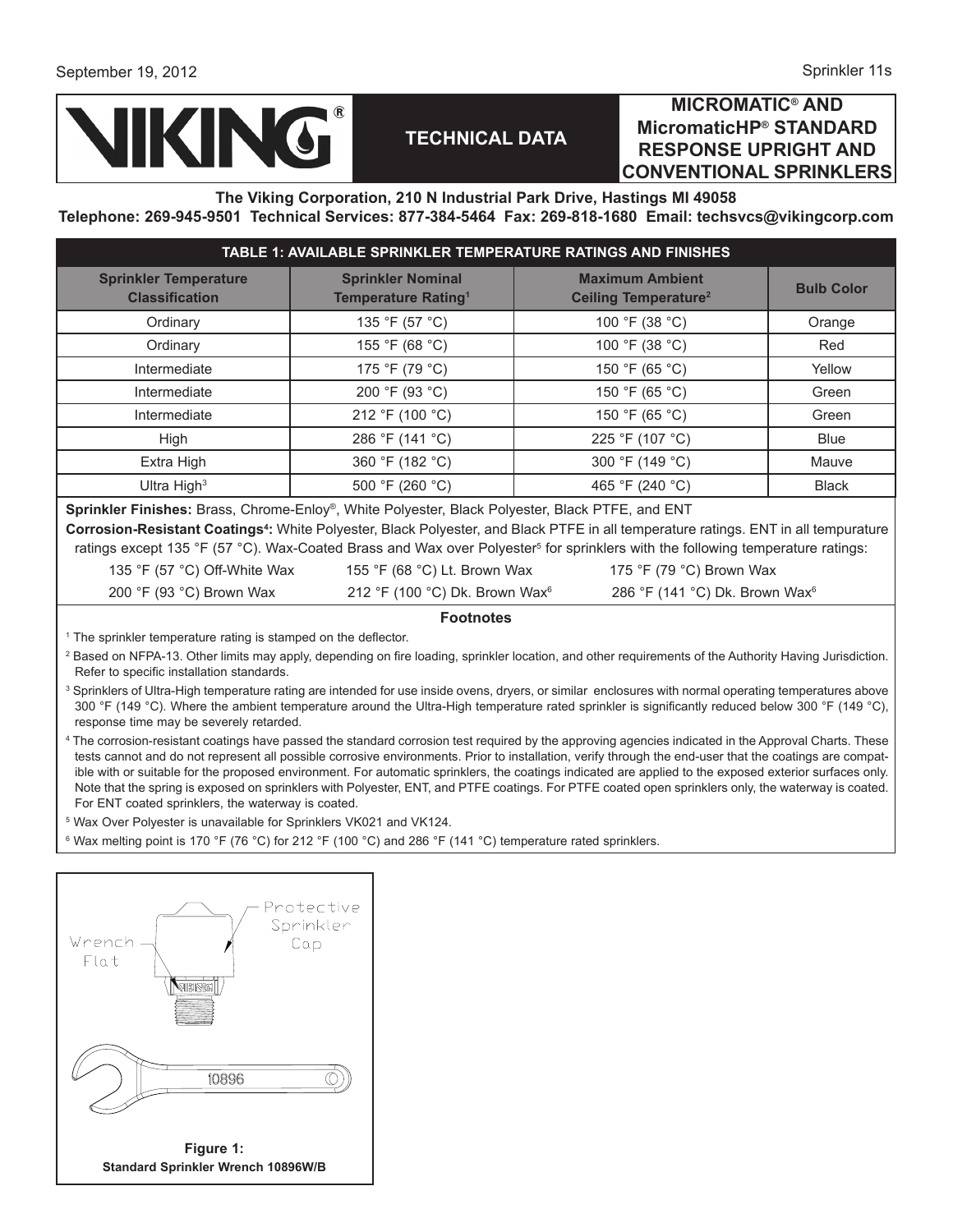# MICROMATIC® AND MicromaticHP® STANDARD RESPONSE UPRIGHT AND CONVENTIONAL SPRINKLERS

**TECHNICAL DATA**

**The Viking Corporation, 210 N Industrial Park Drive, Hastings MI 49058**
**Telephone: 269-945-9501 Technical Services: 877-384-5464 Fax: 269-818-1680 Email: techsvcs@vikingcorp.com**

**TABLE 1: AVAILABLE SPRINKLER TEMPERATURE RATINGS AND FINISHES**

| Sprinkler Temperature Classification | Sprinkler Nominal Temperature Rating[1] | Maximum Ambient Ceiling Temperature[2] | Bulb Color |
|---|---|---|---|
| Ordinary | 135 °F (57 °C) | 100 °F (38 °C) | Orange |
| Ordinary | 155 °F (68 °C) | 100 °F (38 °C) | Red |
| Intermediate | 175 °F (79 °C) | 150 °F (65 °C) | Yellow |
| Intermediate | 200 °F (93 °C) | 150 °F (65 °C) | Green |
| Intermediate | 212 °F (100 °C) | 150 °F (65 °C) | Green |
| High | 286 °F (141 °C) | 225 °F (107 °C) | Blue |
| Extra High | 360 °F (182 °C) | 300 °F (149 °C) | Mauve |
| Ultra High[3] | 500 °F (260 °C) | 465 °F (240 °C) | Black |

**Sprinkler Finishes:** Brass, Chrome-Enloy®, White Polyester, Black Polyester, Black PTFE, and ENT

**Corrosion-Resistant Coatings[4]:** White Polyester, Black Polyester, and Black PTFE in all temperature ratings. ENT in all tempurature ratings except 135 °F (57 °C). Wax-Coated Brass and Wax over Polyester[5] for sprinklers with the following temperature ratings:

| | | |
|---|---|---|
| 135 °F (57 °C) Off-White Wax | 155 °F (68 °C) Lt. Brown Wax | 175 °F (79 °C) Brown Wax |
| 200 °F (93 °C) Brown Wax | 212 °F (100 °C) Dk. Brown Wax[6] | 286 °F (141 °C) Dk. Brown Wax[6] |

**Footnotes**

[1] The sprinkler temperature rating is stamped on the deflector.

[2] Based on NFPA-13. Other limits may apply, depending on fire loading, sprinkler location, and other requirements of the Authority Having Jurisdiction. Refer to specific installation standards.

[3] Sprinklers of Ultra-High temperature rating are intended for use inside ovens, dryers, or similar enclosures with normal operating temperatures above 300 °F (149 °C). Where the ambient temperature around the Ultra-High temperature rated sprinkler is significantly reduced below 300 °F (149 °C), response time may be severely retarded.

[4] The corrosion-resistant coatings have passed the standard corrosion test required by the approving agencies indicated in the Approval Charts. These tests cannot and do not represent all possible corrosive environments. Prior to installation, verify through the end-user that the coatings are compatible with or suitable for the proposed environment. For automatic sprinklers, the coatings indicated are applied to the exposed exterior surfaces only. Note that the spring is exposed on sprinklers with Polyester, ENT, and PTFE coatings. For PTFE coated open sprinklers only, the waterway is coated. For ENT coated sprinklers, the waterway is coated.

[5] Wax Over Polyester is unavailable for Sprinklers VK021 and VK124.

[6] Wax melting point is 170 °F (76 °C) for 212 °F (100 °C) and 286 °F (141 °C) temperature rated sprinklers.

Wrench Flat

Protective Sprinkler Cap

10896

**Figure 1:**
**Standard Sprinkler Wrench 10896W/B**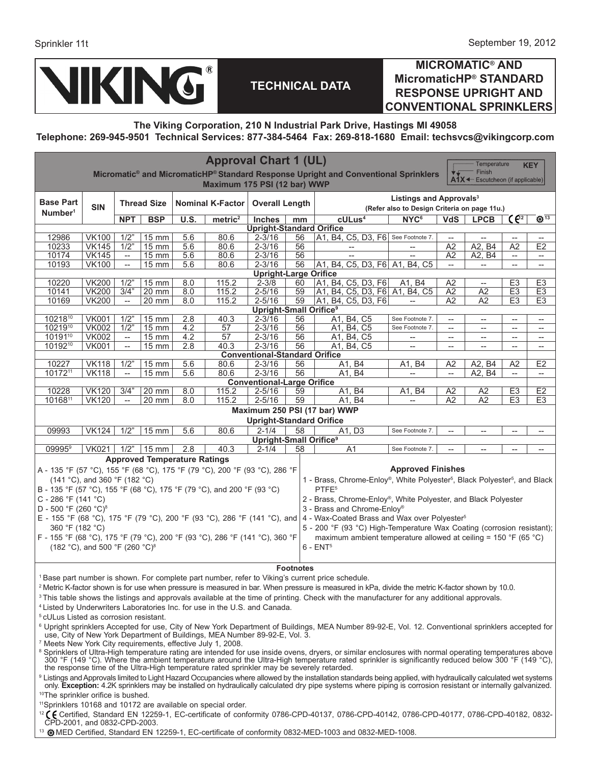# MICROMATIC® AND MicromaticHP® STANDARD RESPONSE UPRIGHT AND CONVENTIONAL SPRINKLERS

**TECHNICAL DATA**

**The Viking Corporation, 210 N Industrial Park Drive, Hastings MI 49058**
**Telephone: 269-945-9501 Technical Services: 877-384-5464 Fax: 269-818-1680 Email: techsvcs@vikingcorp.com**

## Approval Chart 1 (UL)

**Micromatic® and MicromaticHP® Standard Response Upright and Conventional Sprinklers**
**Maximum 175 PSI (12 bar) WWP**

KEY: A1X — Temperature, Finish, Escutcheon (if applicable)

| Base Part Number[1] | SIN | Thread Size | | Nominal K-Factor | | Overall Length | | Listings and Approvals[3] (Refer also to Design Criteria on page 11u.) | | | | | |
|---|---|---|---|---|---|---|---|---|---|---|---|---|---|
| | | NPT | BSP | U.S. | metric[2] | Inches | mm | cULus[4] | NYC[6] | VdS | LPCB | CE[12] | MED[13] |
| **Upright-Standard Orifice** | | | | | | | | | | | | | |
| 12986 | VK100 | 1/2" | 15 mm | 5.6 | 80.6 | 2-3/16 | 56 | A1, B4, C5, D3, F6 | See Footnote 7. | -- | -- | -- | -- |
| 10233 | VK145 | 1/2" | 15 mm | 5.6 | 80.6 | 2-3/16 | 56 | -- | -- | A2 | A2, B4 | A2 | E2 |
| 10174 | VK145 | -- | 15 mm | 5.6 | 80.6 | 2-3/16 | 56 | -- | -- | A2 | A2, B4 | -- | -- |
| 10193 | VK100 | -- | 15 mm | 5.6 | 80.6 | 2-3/16 | 56 | A1, B4, C5, D3, F6 | A1, B4, C5 | -- | -- | -- | -- |
| **Upright-Large Orifice** | | | | | | | | | | | | | |
| 10220 | VK200 | 1/2" | 15 mm | 8.0 | 115.2 | 2-3/8 | 60 | A1, B4, C5, D3, F6 | A1, B4 | A2 | -- | E3 | E3 |
| 10141 | VK200 | 3/4" | 20 mm | 8.0 | 115.2 | 2-5/16 | 59 | A1, B4, C5, D3, F6 | A1, B4, C5 | A2 | A2 | E3 | E3 |
| 10169 | VK200 | -- | 20 mm | 8.0 | 115.2 | 2-5/16 | 59 | A1, B4, C5, D3, F6 | -- | A2 | A2 | E3 | E3 |
| **Upright-Small Orifice[9]** | | | | | | | | | | | | | |
| 10218[10] | VK001 | 1/2" | 15 mm | 2.8 | 40.3 | 2-3/16 | 56 | A1, B4, C5 | See Footnote 7. | -- | -- | -- | -- |
| 10219[10] | VK002 | 1/2" | 15 mm | 4.2 | 57 | 2-3/16 | 56 | A1, B4, C5 | See Footnote 7. | -- | -- | -- | -- |
| 10191[10] | VK002 | -- | 15 mm | 4.2 | 57 | 2-3/16 | 56 | A1, B4, C5 | -- | -- | -- | -- | -- |
| 10192[10] | VK001 | -- | 15 mm | 2.8 | 40.3 | 2-3/16 | 56 | A1, B4, C5 | -- | -- | -- | -- | -- |
| **Conventional-Standard Orifice** | | | | | | | | | | | | | |
| 10227 | VK118 | 1/2" | 15 mm | 5.6 | 80.6 | 2-3/16 | 56 | A1, B4 | A1, B4 | A2 | A2, B4 | A2 | E2 |
| 10172[11] | VK118 | -- | 15 mm | 5.6 | 80.6 | 2-3/16 | 56 | A1, B4 | -- | -- | A2, B4 | -- | -- |
| **Conventional-Large Orifice** | | | | | | | | | | | | | |
| 10228 | VK120 | 3/4" | 20 mm | 8.0 | 115.2 | 2-5/16 | 59 | A1, B4 | A1, B4 | A2 | A2 | E3 | E2 |
| 10168[11] | VK120 | -- | 20 mm | 8.0 | 115.2 | 2-5/16 | 59 | A1, B4 | -- | A2 | A2 | E3 | E3 |
| **Maximum 250 PSI (17 bar) WWP** | | | | | | | | | | | | | |
| **Upright-Standard Orifice** | | | | | | | | | | | | | |
| 09993 | VK124 | 1/2" | 15 mm | 5.6 | 80.6 | 2-1/4 | 58 | A1, D3 | See Footnote 7. | -- | -- | -- | -- |
| **Upright-Small Orifice[9]** | | | | | | | | | | | | | |
| 09995[9] | VK021 | 1/2" | 15 mm | 2.8 | 40.3 | 2-1/4 | 58 | A1 | See Footnote 7. | -- | -- | -- | -- |

### Approved Temperature Ratings

A - 135 °F (57 °C), 155 °F (68 °C), 175 °F (79 °C), 200 °F (93 °C), 286 °F (141 °C), and 360 °F (182 °C)
B - 135 °F (57 °C), 155 °F (68 °C), 175 °F (79 °C), and 200 °F (93 °C)
C - 286 °F (141 °C)
D - 500 °F (260 °C)[8]
E - 155 °F (68 °C), 175 °F (79 °C), 200 °F (93 °C), 286 °F (141 °C), and 360 °F (182 °C)
F - 155 °F (68 °C), 175 °F (79 °C), 200 °F (93 °C), 286 °F (141 °C), 360 °F (182 °C), and 500 °F (260 °C)[8]

### Approved Finishes

1 - Brass, Chrome-Enloy®, White Polyester[5], Black Polyester[5], and Black PTFE[5]
2 - Brass, Chrome-Enloy®, White Polyester, and Black Polyester
3 - Brass and Chrome-Enloy®
4 - Wax-Coated Brass and Wax over Polyester[5]
5 - 200 °F (93 °C) High-Temperature Wax Coating (corrosion resistant); maximum ambient temperature allowed at ceiling = 150 °F (65 °C)
6 - ENT[5]

### Footnotes

[1] Base part number is shown. For complete part number, refer to Viking's current price schedule.
[2] Metric K-factor shown is for use when pressure is measured in bar. When pressure is measured in kPa, divide the metric K-factor shown by 10.0.
[3] This table shows the listings and approvals available at the time of printing. Check with the manufacturer for any additional approvals.
[4] Listed by Underwriters Laboratories Inc. for use in the U.S. and Canada.
[5] cULus Listed as corrosion resistant.
[6] Upright sprinklers Accepted for use, City of New York Department of Buildings, MEA Number 89-92-E, Vol. 12. Conventional sprinklers accepted for use, City of New York Department of Buildings, MEA Number 89-92-E, Vol. 3.
[7] Meets New York City requirements, effective July 1, 2008.
[8] Sprinklers of Ultra-High temperature rating are intended for use inside ovens, dryers, or similar enclosures with normal operating temperatures above 300 °F (149 °C). Where the ambient temperature around the Ultra-High temperature rated sprinkler is significantly reduced below 300 °F (149 °C), the response time of the Ultra-High temperature rated sprinkler may be severely retarded.
[9] Listings and Approvals limited to Light Hazard Occupancies where allowed by the installation standards being applied, with hydraulically calculated wet systems only. **Exception:** 4.2K sprinklers may be installed on hydraulically calculated dry pipe systems where piping is corrosion resistant or internally galvanized.
[10] The sprinkler orifice is bushed.
[11] Sprinklers 10168 and 10172 are available on special order.
[12] CE Certified, Standard EN 12259-1, EC-certificate of conformity 0786-CPD-40137, 0786-CPD-40142, 0786-CPD-40177, 0786-CPD-40182, 0832-CPD-2001, and 0832-CPD-2003.
[13] MED Certified, Standard EN 12259-1, EC-certificate of conformity 0832-MED-1003 and 0832-MED-1008.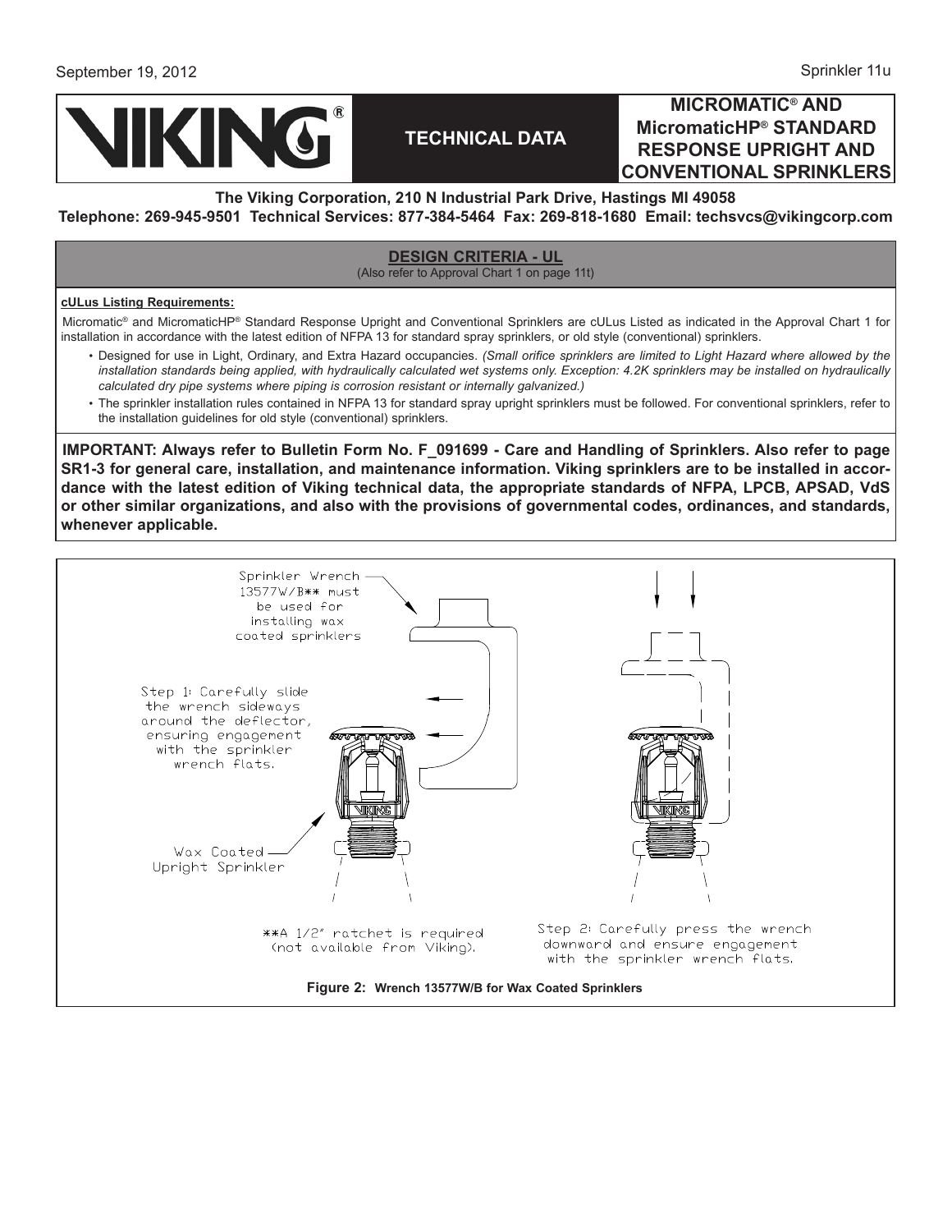# TECHNICAL DATA

# MICROMATIC® AND MicromaticHP® STANDARD RESPONSE UPRIGHT AND CONVENTIONAL SPRINKLERS

**The Viking Corporation, 210 N Industrial Park Drive, Hastings MI 49058**
**Telephone: 269-945-9501 Technical Services: 877-384-5464 Fax: 269-818-1680 Email: techsvcs@vikingcorp.com**

## DESIGN CRITERIA - UL

(Also refer to Approval Chart 1 on page 11t)

**cULus Listing Requirements:**

Micromatic® and MicromaticHP® Standard Response Upright and Conventional Sprinklers are cULus Listed as indicated in the Approval Chart 1 for installation in accordance with the latest edition of NFPA 13 for standard spray sprinklers, or old style (conventional) sprinklers.

- Designed for use in Light, Ordinary, and Extra Hazard occupancies. *(Small orifice sprinklers are limited to Light Hazard where allowed by the installation standards being applied, with hydraulically calculated wet systems only. Exception: 4.2K sprinklers may be installed on hydraulically calculated dry pipe systems where piping is corrosion resistant or internally galvanized.)*
- The sprinkler installation rules contained in NFPA 13 for standard spray upright sprinklers must be followed. For conventional sprinklers, refer to the installation guidelines for old style (conventional) sprinklers.

**IMPORTANT: Always refer to Bulletin Form No. F_091699 - Care and Handling of Sprinklers. Also refer to page SR1-3 for general care, installation, and maintenance information. Viking sprinklers are to be installed in accordance with the latest edition of Viking technical data, the appropriate standards of NFPA, LPCB, APSAD, VdS or other similar organizations, and also with the provisions of governmental codes, ordinances, and standards, whenever applicable.**

Sprinkler Wrench 13577W/B** must be used for installing wax coated sprinklers

Step 1: Carefully slide the wrench sideways around the deflector, ensuring engagement with the sprinkler wrench flats.

Wax Coated Upright Sprinkler

**A 1/2" ratchet is required (not available from Viking).

Step 2: Carefully press the wrench downward and ensure engagement with the sprinkler wrench flats.

**Figure 2: Wrench 13577W/B for Wax Coated Sprinklers**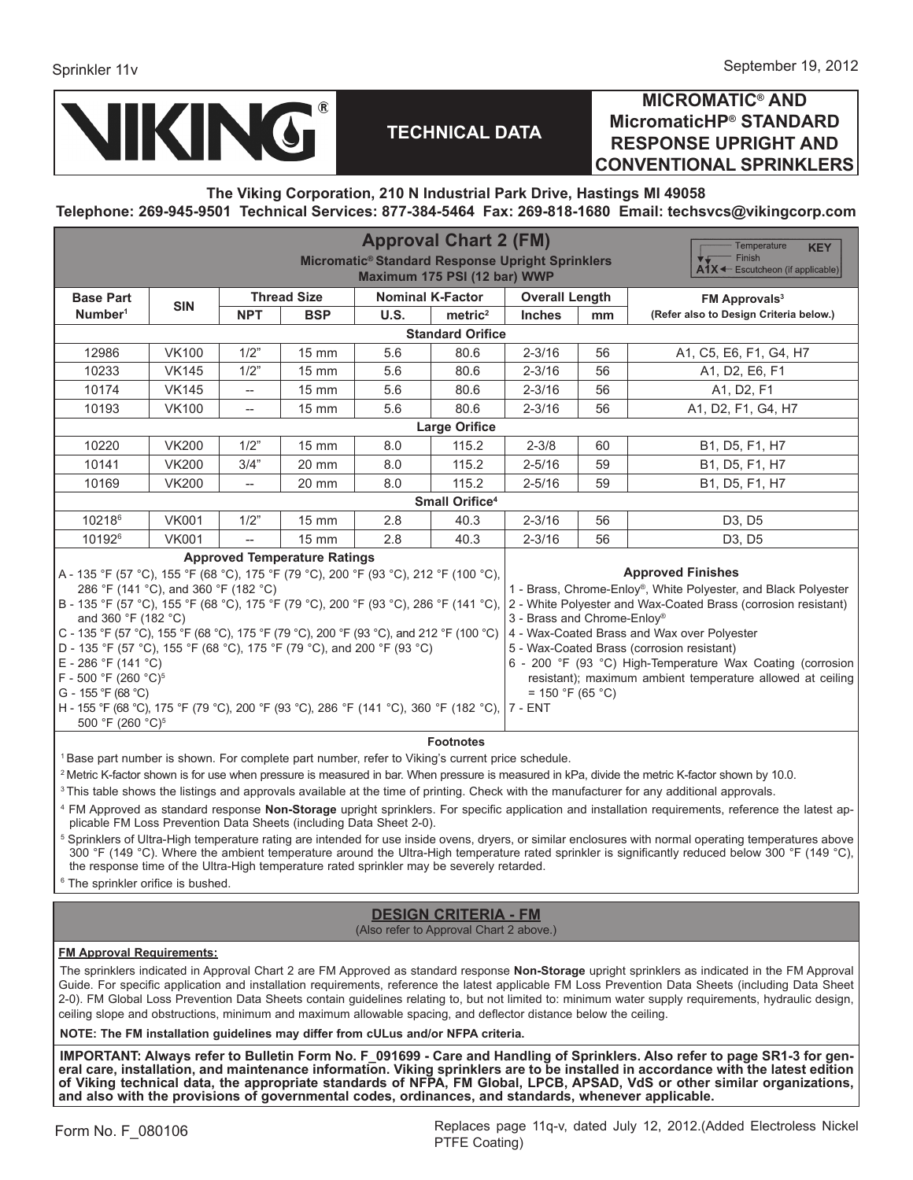VIKING®

TECHNICAL DATA

# MICROMATIC® AND MicromaticHP® STANDARD RESPONSE UPRIGHT AND CONVENTIONAL SPRINKLERS

**The Viking Corporation, 210 N Industrial Park Drive, Hastings MI 49058**
**Telephone: 269-945-9501 Technical Services: 877-384-5464 Fax: 269-818-1680 Email: techsvcs@vikingcorp.com**

## Approval Chart 2 (FM)

**Micromatic® Standard Response Upright Sprinklers**
**Maximum 175 PSI (12 bar) WWP**

KEY: A1X — Temperature (A), Finish (1), Escutcheon (if applicable) (X)

| Base Part Number[1] | SIN | Thread Size | | Nominal K-Factor | | Overall Length | | FM Approvals[3] (Refer also to Design Criteria below.) |
|---|---|---|---|---|---|---|---|---|
| | | NPT | BSP | U.S. | metric[2] | Inches | mm | |
| **Standard Orifice** | | | | | | | | |
| 12986 | VK100 | 1/2" | 15 mm | 5.6 | 80.6 | 2-3/16 | 56 | A1, C5, E6, F1, G4, H7 |
| 10233 | VK145 | 1/2" | 15 mm | 5.6 | 80.6 | 2-3/16 | 56 | A1, D2, E6, F1 |
| 10174 | VK145 | -- | 15 mm | 5.6 | 80.6 | 2-3/16 | 56 | A1, D2, F1 |
| 10193 | VK100 | -- | 15 mm | 5.6 | 80.6 | 2-3/16 | 56 | A1, D2, F1, G4, H7 |
| **Large Orifice** | | | | | | | | |
| 10220 | VK200 | 1/2" | 15 mm | 8.0 | 115.2 | 2-3/8 | 60 | B1, D5, F1, H7 |
| 10141 | VK200 | 3/4" | 20 mm | 8.0 | 115.2 | 2-5/16 | 59 | B1, D5, F1, H7 |
| 10169 | VK200 | -- | 20 mm | 8.0 | 115.2 | 2-5/16 | 59 | B1, D5, F1, H7 |
| **Small Orifice[4]** | | | | | | | | |
| 10218[6] | VK001 | 1/2" | 15 mm | 2.8 | 40.3 | 2-3/16 | 56 | D3, D5 |
| 10192[6] | VK001 | -- | 15 mm | 2.8 | 40.3 | 2-3/16 | 56 | D3, D5 |

**Approved Temperature Ratings**

- A - 135 °F (57 °C), 155 °F (68 °C), 175 °F (79 °C), 200 °F (93 °C), 212 °F (100 °C), 286 °F (141 °C), and 360 °F (182 °C)
- B - 135 °F (57 °C), 155 °F (68 °C), 175 °F (79 °C), 200 °F (93 °C), 286 °F (141 °C), and 360 °F (182 °C)
- C - 135 °F (57 °C), 155 °F (68 °C), 175 °F (79 °C), 200 °F (93 °C), and 212 °F (100 °C)
- D - 135 °F (57 °C), 155 °F (68 °C), 175 °F (79 °C), and 200 °F (93 °C)
- E - 286 °F (141 °C)
- F - 500 °F (260 °C)[5]
- G - 155 °F (68 °C)
- H - 155 °F (68 °C), 175 °F (79 °C), 200 °F (93 °C), 286 °F (141 °C), 360 °F (182 °C), 500 °F (260 °C)[5]

**Approved Finishes**

1 - Brass, Chrome-Enloy®, White Polyester, and Black Polyester
2 - White Polyester and Wax-Coated Brass (corrosion resistant)
3 - Brass and Chrome-Enloy®
4 - Wax-Coated Brass and Wax over Polyester
5 - Wax-Coated Brass (corrosion resistant)
6 - 200 °F (93 °C) High-Temperature Wax Coating (corrosion resistant); maximum ambient temperature allowed at ceiling = 150 °F (65 °C)
7 - ENT

**Footnotes**

[1] Base part number is shown. For complete part number, refer to Viking's current price schedule.

[2] Metric K-factor shown is for use when pressure is measured in bar. When pressure is measured in kPa, divide the metric K-factor shown by 10.0.

[3] This table shows the listings and approvals available at the time of printing. Check with the manufacturer for any additional approvals.

[4] FM Approved as standard response **Non-Storage** upright sprinklers. For specific application and installation requirements, reference the latest applicable FM Loss Prevention Data Sheets (including Data Sheet 2-0).

[5] Sprinklers of Ultra-High temperature rating are intended for use inside ovens, dryers, or similar enclosures with normal operating temperatures above 300 °F (149 °C). Where the ambient temperature around the Ultra-High temperature rated sprinkler is significantly reduced below 300 °F (149 °C), the response time of the Ultra-High temperature rated sprinkler may be severely retarded.

[6] The sprinkler orifice is bushed.

## DESIGN CRITERIA - FM

(Also refer to Approval Chart 2 above.)

**FM Approval Requirements:**

The sprinklers indicated in Approval Chart 2 are FM Approved as standard response **Non-Storage** upright sprinklers as indicated in the FM Approval Guide. For specific application and installation requirements, reference the latest applicable FM Loss Prevention Data Sheets (including Data Sheet 2-0). FM Global Loss Prevention Data Sheets contain guidelines relating to, but not limited to: minimum water supply requirements, hydraulic design, ceiling slope and obstructions, minimum and maximum allowable spacing, and deflector distance below the ceiling.

**NOTE: The FM installation guidelines may differ from cULus and/or NFPA criteria.**

**IMPORTANT: Always refer to Bulletin Form No. F_091699 - Care and Handling of Sprinklers. Also refer to page SR1-3 for general care, installation, and maintenance information. Viking sprinklers are to be installed in accordance with the latest edition of Viking technical data, the appropriate standards of NFPA, FM Global, LPCB, APSAD, VdS or other similar organizations, and also with the provisions of governmental codes, ordinances, and standards, whenever applicable.**

Form No. F_080106

Replaces page 11q-v, dated July 12, 2012.(Added Electroless Nickel PTFE Coating)